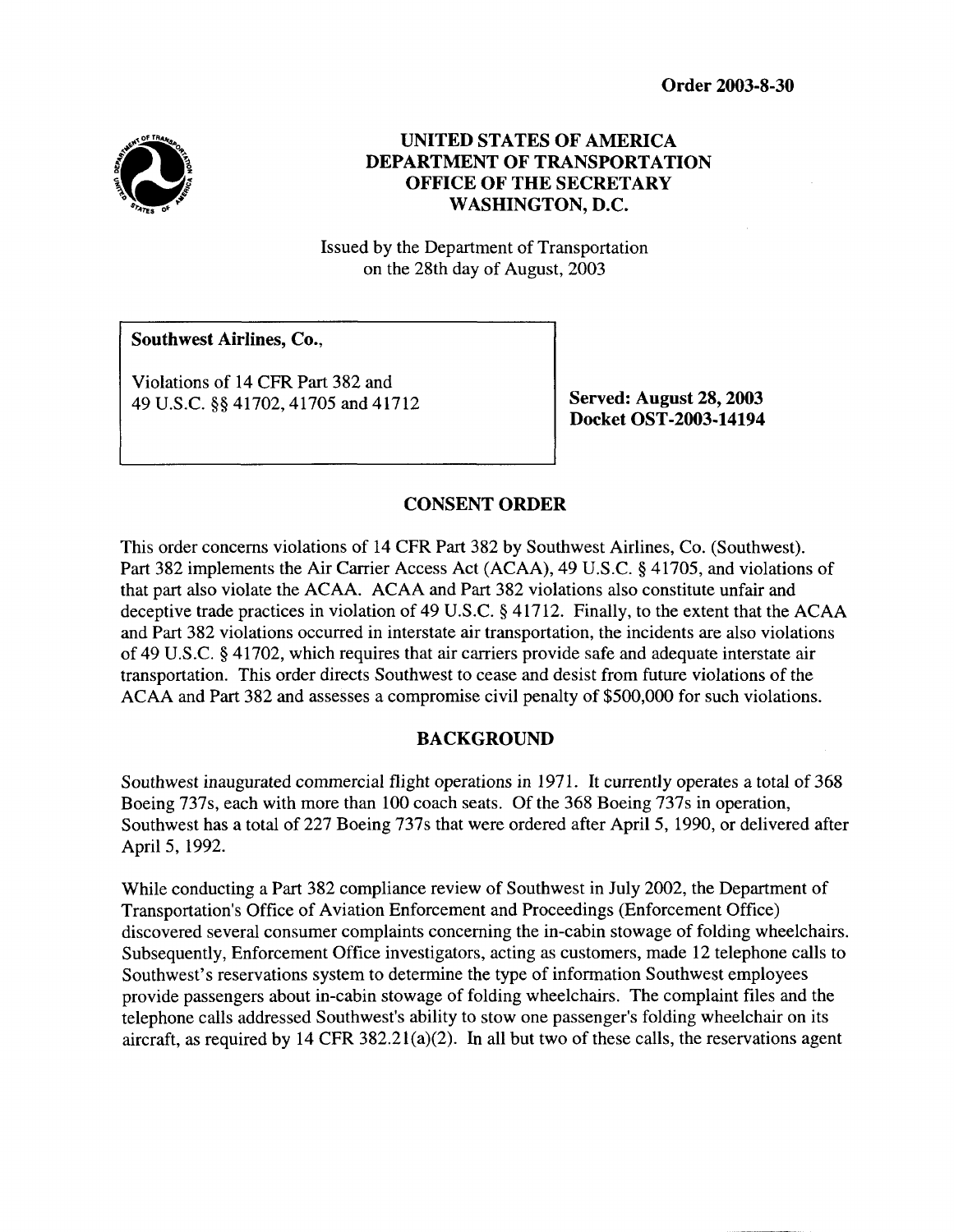**Order 2003-8-30**

# UNITED STATES OF AMERICA
# DEPARTMENT OF TRANSPORTATION
# OFFICE OF THE SECRETARY
# WASHINGTON, D.C.

Issued by the Department of Transportation
on the 28th day of August, 2003

| | |
|---|---|
| **Southwest Airlines, Co.,**<br><br>Violations of 14 CFR Part 382 and 49 U.S.C. §§ 41702, 41705 and 41712 | **Served: August 28, 2003**<br>**Docket OST-2003-14194** |

## CONSENT ORDER

This order concerns violations of 14 CFR Part 382 by Southwest Airlines, Co. (Southwest). Part 382 implements the Air Carrier Access Act (ACAA), 49 U.S.C. § 41705, and violations of that part also violate the ACAA. ACAA and Part 382 violations also constitute unfair and deceptive trade practices in violation of 49 U.S.C. § 41712. Finally, to the extent that the ACAA and Part 382 violations occurred in interstate air transportation, the incidents are also violations of 49 U.S.C. § 41702, which requires that air carriers provide safe and adequate interstate air transportation. This order directs Southwest to cease and desist from future violations of the ACAA and Part 382 and assesses a compromise civil penalty of $500,000 for such violations.

## BACKGROUND

Southwest inaugurated commercial flight operations in 1971. It currently operates a total of 368 Boeing 737s, each with more than 100 coach seats. Of the 368 Boeing 737s in operation, Southwest has a total of 227 Boeing 737s that were ordered after April 5, 1990, or delivered after April 5, 1992.

While conducting a Part 382 compliance review of Southwest in July 2002, the Department of Transportation's Office of Aviation Enforcement and Proceedings (Enforcement Office) discovered several consumer complaints concerning the in-cabin stowage of folding wheelchairs. Subsequently, Enforcement Office investigators, acting as customers, made 12 telephone calls to Southwest's reservations system to determine the type of information Southwest employees provide passengers about in-cabin stowage of folding wheelchairs. The complaint files and the telephone calls addressed Southwest's ability to stow one passenger's folding wheelchair on its aircraft, as required by 14 CFR 382.21(a)(2). In all but two of these calls, the reservations agent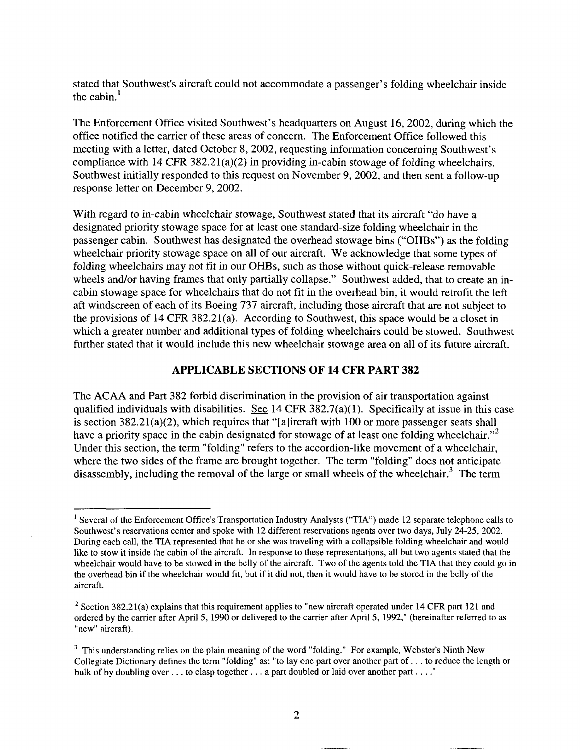stated that Southwest's aircraft could not accommodate a passenger's folding wheelchair inside the cabin.[1]

The Enforcement Office visited Southwest's headquarters on August 16, 2002, during which the office notified the carrier of these areas of concern. The Enforcement Office followed this meeting with a letter, dated October 8, 2002, requesting information concerning Southwest's compliance with 14 CFR 382.21(a)(2) in providing in-cabin stowage of folding wheelchairs. Southwest initially responded to this request on November 9, 2002, and then sent a follow-up response letter on December 9, 2002.

With regard to in-cabin wheelchair stowage, Southwest stated that its aircraft "do have a designated priority stowage space for at least one standard-size folding wheelchair in the passenger cabin. Southwest has designated the overhead stowage bins ("OHBs") as the folding wheelchair priority stowage space on all of our aircraft. We acknowledge that some types of folding wheelchairs may not fit in our OHBs, such as those without quick-release removable wheels and/or having frames that only partially collapse." Southwest added, that to create an in-cabin stowage space for wheelchairs that do not fit in the overhead bin, it would retrofit the left aft windscreen of each of its Boeing 737 aircraft, including those aircraft that are not subject to the provisions of 14 CFR 382.21(a). According to Southwest, this space would be a closet in which a greater number and additional types of folding wheelchairs could be stowed. Southwest further stated that it would include this new wheelchair stowage area on all of its future aircraft.

## APPLICABLE SECTIONS OF 14 CFR PART 382

The ACAA and Part 382 forbid discrimination in the provision of air transportation against qualified individuals with disabilities. See 14 CFR 382.7(a)(1). Specifically at issue in this case is section 382.21(a)(2), which requires that "[a]ircraft with 100 or more passenger seats shall have a priority space in the cabin designated for stowage of at least one folding wheelchair."[2] Under this section, the term "folding" refers to the accordion-like movement of a wheelchair, where the two sides of the frame are brought together. The term "folding" does not anticipate disassembly, including the removal of the large or small wheels of the wheelchair.[3] The term

---

[1] Several of the Enforcement Office's Transportation Industry Analysts ("TIA") made 12 separate telephone calls to Southwest's reservations center and spoke with 12 different reservations agents over two days, July 24-25, 2002. During each call, the TIA represented that he or she was traveling with a collapsible folding wheelchair and would like to stow it inside the cabin of the aircraft. In response to these representations, all but two agents stated that the wheelchair would have to be stowed in the belly of the aircraft. Two of the agents told the TIA that they could go in the overhead bin if the wheelchair would fit, but if it did not, then it would have to be stored in the belly of the aircraft.

[2] Section 382.21(a) explains that this requirement applies to "new aircraft operated under 14 CFR part 121 and ordered by the carrier after April 5, 1990 or delivered to the carrier after April 5, 1992," (hereinafter referred to as "new" aircraft).

[3] This understanding relies on the plain meaning of the word "folding." For example, Webster's Ninth New Collegiate Dictionary defines the term "folding" as: "to lay one part over another part of . . . to reduce the length or bulk of by doubling over . . . to clasp together . . . a part doubled or laid over another part . . . ."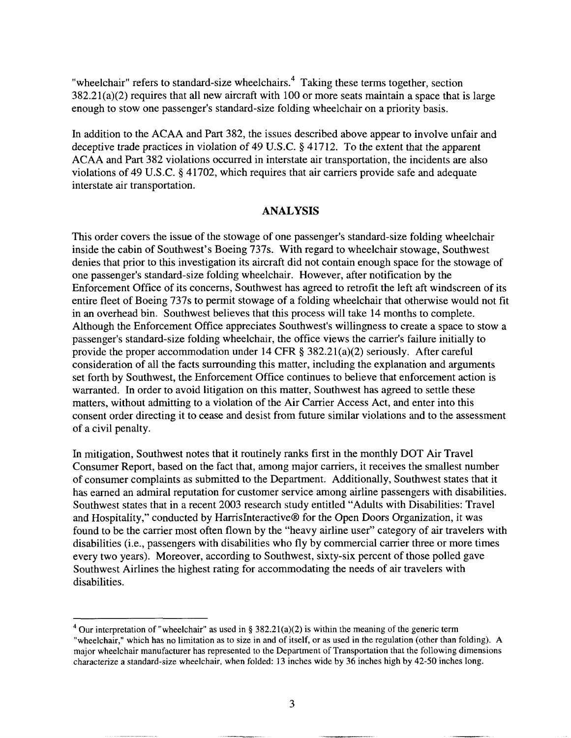"wheelchair" refers to standard-size wheelchairs.[4] Taking these terms together, section 382.21(a)(2) requires that all new aircraft with 100 or more seats maintain a space that is large enough to stow one passenger's standard-size folding wheelchair on a priority basis.

In addition to the ACAA and Part 382, the issues described above appear to involve unfair and deceptive trade practices in violation of 49 U.S.C. § 41712. To the extent that the apparent ACAA and Part 382 violations occurred in interstate air transportation, the incidents are also violations of 49 U.S.C. § 41702, which requires that air carriers provide safe and adequate interstate air transportation.

## ANALYSIS

This order covers the issue of the stowage of one passenger's standard-size folding wheelchair inside the cabin of Southwest's Boeing 737s. With regard to wheelchair stowage, Southwest denies that prior to this investigation its aircraft did not contain enough space for the stowage of one passenger's standard-size folding wheelchair. However, after notification by the Enforcement Office of its concerns, Southwest has agreed to retrofit the left aft windscreen of its entire fleet of Boeing 737s to permit stowage of a folding wheelchair that otherwise would not fit in an overhead bin. Southwest believes that this process will take 14 months to complete. Although the Enforcement Office appreciates Southwest's willingness to create a space to stow a passenger's standard-size folding wheelchair, the office views the carrier's failure initially to provide the proper accommodation under 14 CFR § 382.21(a)(2) seriously. After careful consideration of all the facts surrounding this matter, including the explanation and arguments set forth by Southwest, the Enforcement Office continues to believe that enforcement action is warranted. In order to avoid litigation on this matter, Southwest has agreed to settle these matters, without admitting to a violation of the Air Carrier Access Act, and enter into this consent order directing it to cease and desist from future similar violations and to the assessment of a civil penalty.

In mitigation, Southwest notes that it routinely ranks first in the monthly DOT Air Travel Consumer Report, based on the fact that, among major carriers, it receives the smallest number of consumer complaints as submitted to the Department. Additionally, Southwest states that it has earned an admiral reputation for customer service among airline passengers with disabilities. Southwest states that in a recent 2003 research study entitled "Adults with Disabilities: Travel and Hospitality," conducted by HarrisInteractive® for the Open Doors Organization, it was found to be the carrier most often flown by the "heavy airline user" category of air travelers with disabilities (i.e., passengers with disabilities who fly by commercial carrier three or more times every two years). Moreover, according to Southwest, sixty-six percent of those polled gave Southwest Airlines the highest rating for accommodating the needs of air travelers with disabilities.

---

[4] Our interpretation of "wheelchair" as used in § 382.21(a)(2) is within the meaning of the generic term "wheelchair," which has no limitation as to size in and of itself, or as used in the regulation (other than folding). A major wheelchair manufacturer has represented to the Department of Transportation that the following dimensions characterize a standard-size wheelchair, when folded: 13 inches wide by 36 inches high by 42-50 inches long.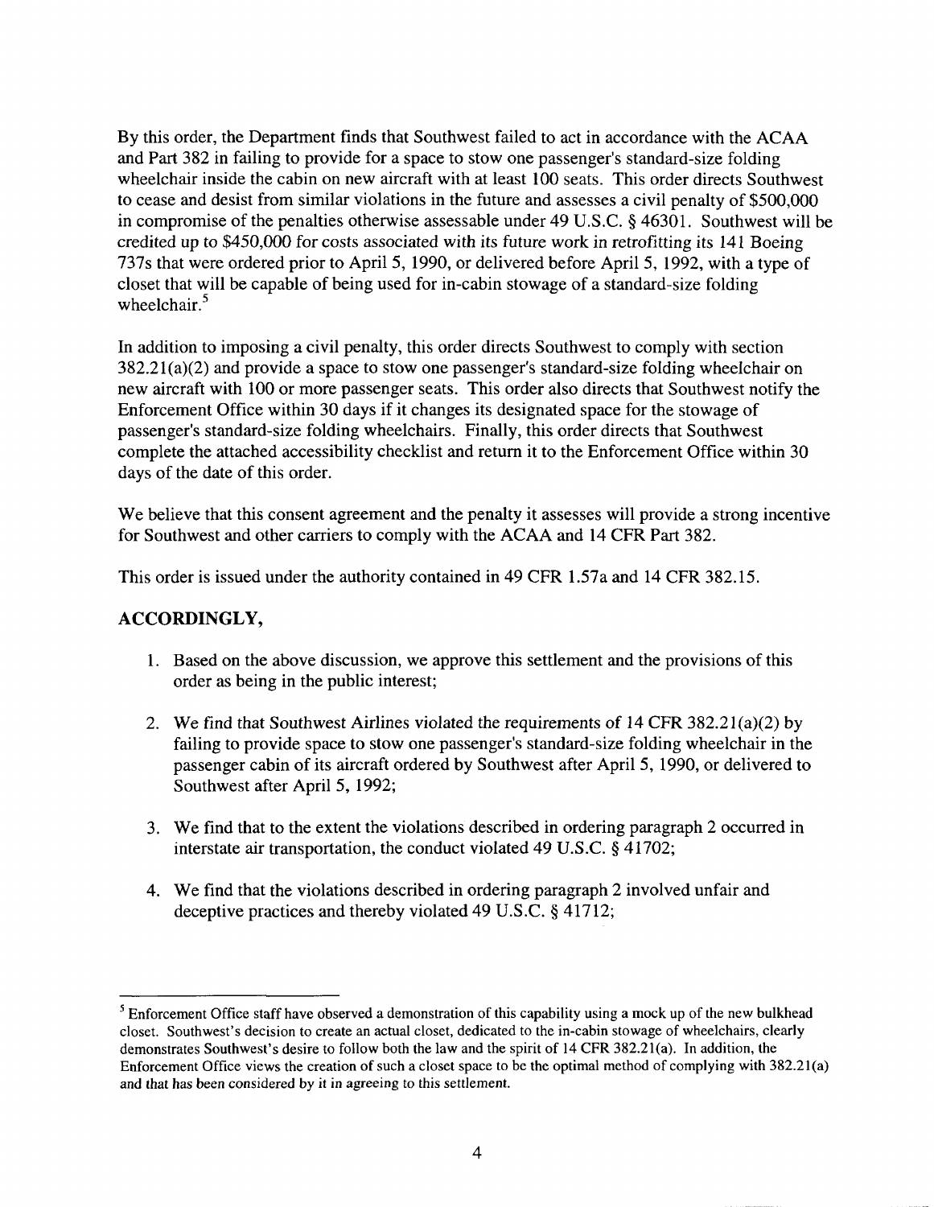By this order, the Department finds that Southwest failed to act in accordance with the ACAA and Part 382 in failing to provide for a space to stow one passenger's standard-size folding wheelchair inside the cabin on new aircraft with at least 100 seats. This order directs Southwest to cease and desist from similar violations in the future and assesses a civil penalty of $500,000 in compromise of the penalties otherwise assessable under 49 U.S.C. § 46301. Southwest will be credited up to $450,000 for costs associated with its future work in retrofitting its 141 Boeing 737s that were ordered prior to April 5, 1990, or delivered before April 5, 1992, with a type of closet that will be capable of being used for in-cabin stowage of a standard-size folding wheelchair.[5]

In addition to imposing a civil penalty, this order directs Southwest to comply with section 382.21(a)(2) and provide a space to stow one passenger's standard-size folding wheelchair on new aircraft with 100 or more passenger seats. This order also directs that Southwest notify the Enforcement Office within 30 days if it changes its designated space for the stowage of passenger's standard-size folding wheelchairs. Finally, this order directs that Southwest complete the attached accessibility checklist and return it to the Enforcement Office within 30 days of the date of this order.

We believe that this consent agreement and the penalty it assesses will provide a strong incentive for Southwest and other carriers to comply with the ACAA and 14 CFR Part 382.

This order is issued under the authority contained in 49 CFR 1.57a and 14 CFR 382.15.

## ACCORDINGLY,

1. Based on the above discussion, we approve this settlement and the provisions of this order as being in the public interest;

2. We find that Southwest Airlines violated the requirements of 14 CFR 382.21(a)(2) by failing to provide space to stow one passenger's standard-size folding wheelchair in the passenger cabin of its aircraft ordered by Southwest after April 5, 1990, or delivered to Southwest after April 5, 1992;

3. We find that to the extent the violations described in ordering paragraph 2 occurred in interstate air transportation, the conduct violated 49 U.S.C. § 41702;

4. We find that the violations described in ordering paragraph 2 involved unfair and deceptive practices and thereby violated 49 U.S.C. § 41712;

---

[5] Enforcement Office staff have observed a demonstration of this capability using a mock up of the new bulkhead closet. Southwest's decision to create an actual closet, dedicated to the in-cabin stowage of wheelchairs, clearly demonstrates Southwest's desire to follow both the law and the spirit of 14 CFR 382.21(a). In addition, the Enforcement Office views the creation of such a closet space to be the optimal method of complying with 382.21(a) and that has been considered by it in agreeing to this settlement.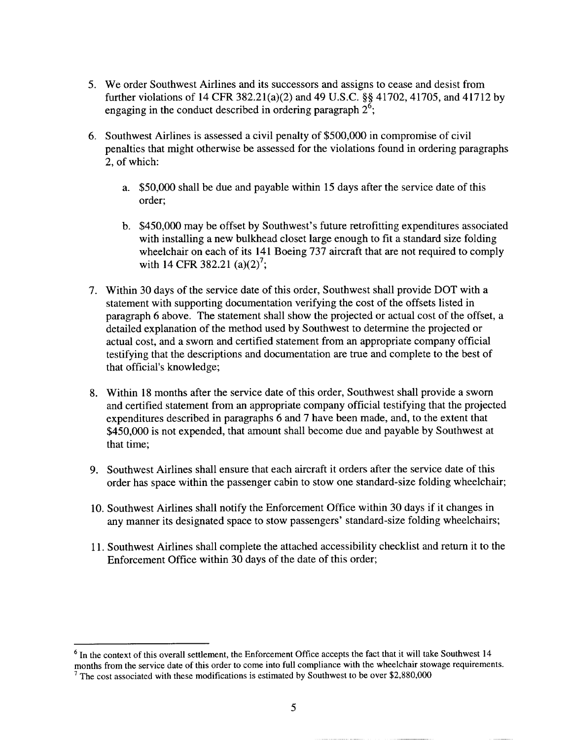5. We order Southwest Airlines and its successors and assigns to cease and desist from further violations of 14 CFR 382.21(a)(2) and 49 U.S.C. §§ 41702, 41705, and 41712 by engaging in the conduct described in ordering paragraph 2[6];

6. Southwest Airlines is assessed a civil penalty of $500,000 in compromise of civil penalties that might otherwise be assessed for the violations found in ordering paragraphs 2, of which:

   a. $50,000 shall be due and payable within 15 days after the service date of this order;

   b. $450,000 may be offset by Southwest's future retrofitting expenditures associated with installing a new bulkhead closet large enough to fit a standard size folding wheelchair on each of its 141 Boeing 737 aircraft that are not required to comply with 14 CFR 382.21 (a)(2)[7];

7. Within 30 days of the service date of this order, Southwest shall provide DOT with a statement with supporting documentation verifying the cost of the offsets listed in paragraph 6 above. The statement shall show the projected or actual cost of the offset, a detailed explanation of the method used by Southwest to determine the projected or actual cost, and a sworn and certified statement from an appropriate company official testifying that the descriptions and documentation are true and complete to the best of that official's knowledge;

8. Within 18 months after the service date of this order, Southwest shall provide a sworn and certified statement from an appropriate company official testifying that the projected expenditures described in paragraphs 6 and 7 have been made, and, to the extent that $450,000 is not expended, that amount shall become due and payable by Southwest at that time;

9. Southwest Airlines shall ensure that each aircraft it orders after the service date of this order has space within the passenger cabin to stow one standard-size folding wheelchair;

10. Southwest Airlines shall notify the Enforcement Office within 30 days if it changes in any manner its designated space to stow passengers' standard-size folding wheelchairs;

11. Southwest Airlines shall complete the attached accessibility checklist and return it to the Enforcement Office within 30 days of the date of this order;

---

[6] In the context of this overall settlement, the Enforcement Office accepts the fact that it will take Southwest 14 months from the service date of this order to come into full compliance with the wheelchair stowage requirements.

[7] The cost associated with these modifications is estimated by Southwest to be over $2,880,000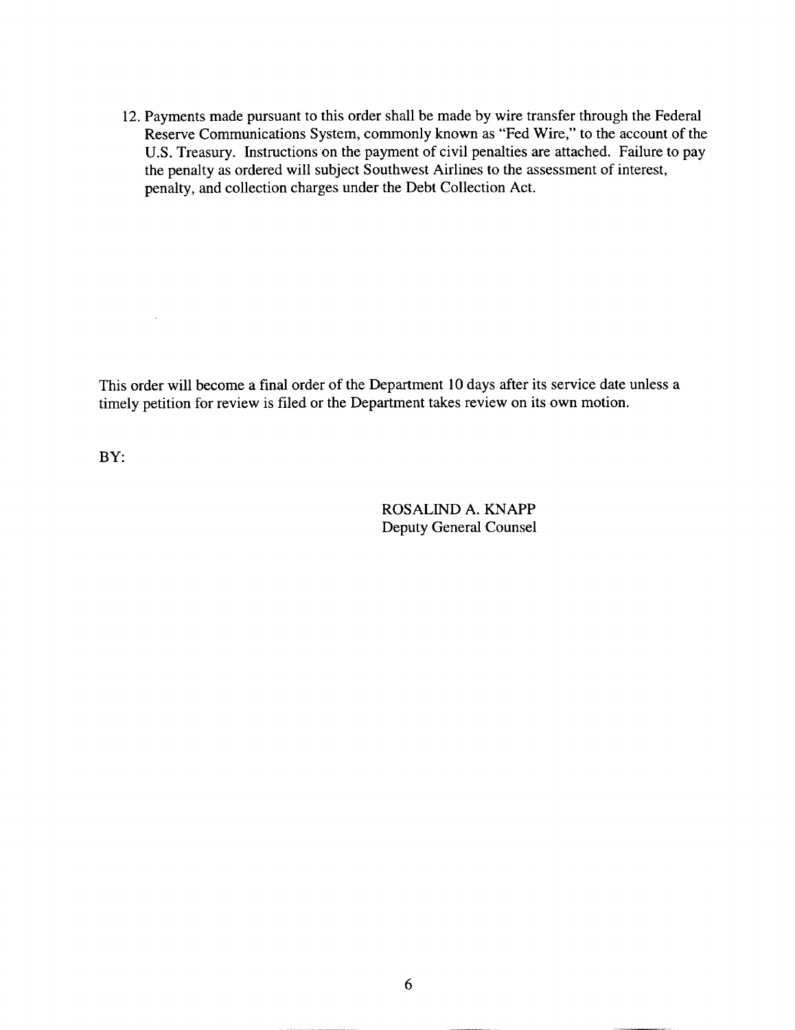12. Payments made pursuant to this order shall be made by wire transfer through the Federal Reserve Communications System, commonly known as "Fed Wire," to the account of the U.S. Treasury. Instructions on the payment of civil penalties are attached. Failure to pay the penalty as ordered will subject Southwest Airlines to the assessment of interest, penalty, and collection charges under the Debt Collection Act.

This order will become a final order of the Department 10 days after its service date unless a timely petition for review is filed or the Department takes review on its own motion.

BY:

ROSALIND A. KNAPP
Deputy General Counsel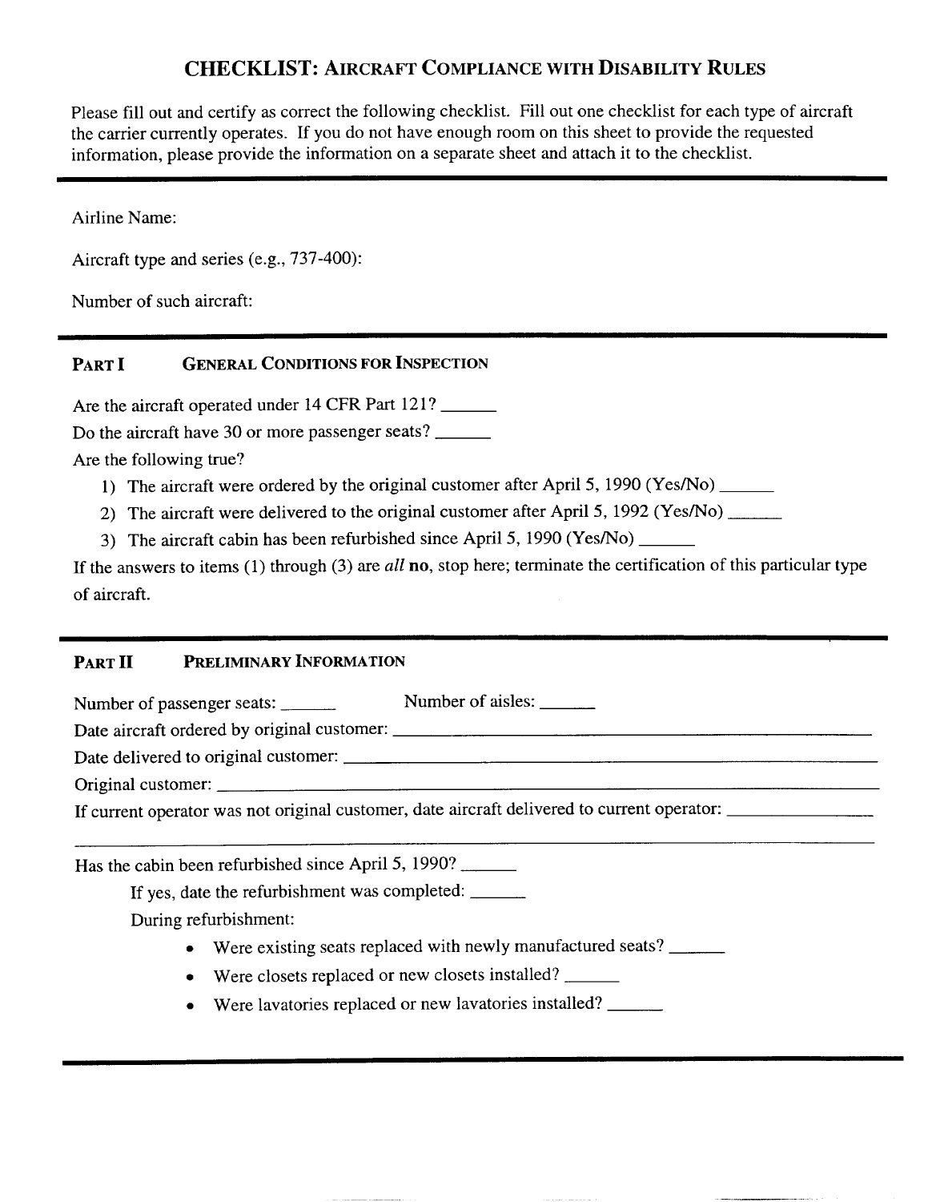# CHECKLIST: AIRCRAFT COMPLIANCE WITH DISABILITY RULES

Please fill out and certify as correct the following checklist. Fill out one checklist for each type of aircraft the carrier currently operates. If you do not have enough room on this sheet to provide the requested information, please provide the information on a separate sheet and attach it to the checklist.

---

Airline Name:

Aircraft type and series (e.g., 737-400):

Number of such aircraft:

---

## PART I GENERAL CONDITIONS FOR INSPECTION

Are the aircraft operated under 14 CFR Part 121? ______

Do the aircraft have 30 or more passenger seats? ______

Are the following true?

1) The aircraft were ordered by the original customer after April 5, 1990 (Yes/No) ______
2) The aircraft were delivered to the original customer after April 5, 1992 (Yes/No) ______
3) The aircraft cabin has been refurbished since April 5, 1990 (Yes/No) ______

If the answers to items (1) through (3) are *all* **no**, stop here; terminate the certification of this particular type of aircraft.

---

## PART II PRELIMINARY INFORMATION

Number of passenger seats: ______ Number of aisles: ______

Date aircraft ordered by original customer: ______________________________

Date delivered to original customer: ______________________________

Original customer: ______________________________

If current operator was not original customer, date aircraft delivered to current operator: ______________

______________________________________________________________________

Has the cabin been refurbished since April 5, 1990? ______

If yes, date the refurbishment was completed: ______

During refurbishment:

- Were existing seats replaced with newly manufactured seats? ______
- Were closets replaced or new closets installed? ______
- Were lavatories replaced or new lavatories installed? ______

---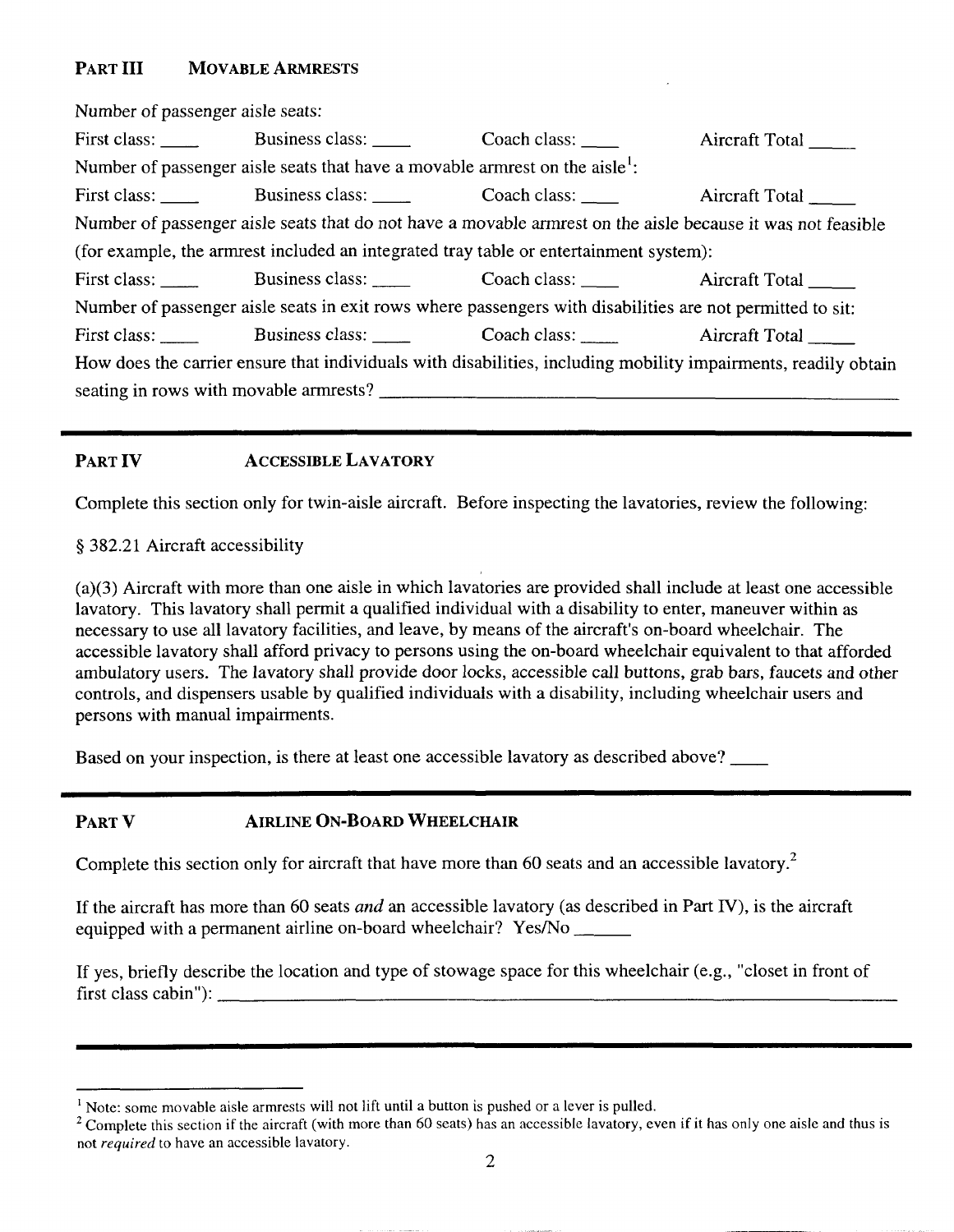## PART III MOVABLE ARMRESTS

Number of passenger aisle seats:

First class: ____ Business class: ____ Coach class: ____ Aircraft Total _____

Number of passenger aisle seats that have a movable armrest on the aisle[1]:

First class: ____ Business class: ____ Coach class: ____ Aircraft Total _____

Number of passenger aisle seats that do not have a movable armrest on the aisle because it was not feasible (for example, the armrest included an integrated tray table or entertainment system):

First class: ____ Business class: ____ Coach class: ____ Aircraft Total _____

Number of passenger aisle seats in exit rows where passengers with disabilities are not permitted to sit:

First class: ____ Business class: ____ Coach class: ____ Aircraft Total _____

How does the carrier ensure that individuals with disabilities, including mobility impairments, readily obtain seating in rows with movable armrests? ______________________________________________

---

## PART IV ACCESSIBLE LAVATORY

Complete this section only for twin-aisle aircraft. Before inspecting the lavatories, review the following:

§ 382.21 Aircraft accessibility

(a)(3) Aircraft with more than one aisle in which lavatories are provided shall include at least one accessible lavatory. This lavatory shall permit a qualified individual with a disability to enter, maneuver within as necessary to use all lavatory facilities, and leave, by means of the aircraft's on-board wheelchair. The accessible lavatory shall afford privacy to persons using the on-board wheelchair equivalent to that afforded ambulatory users. The lavatory shall provide door locks, accessible call buttons, grab bars, faucets and other controls, and dispensers usable by qualified individuals with a disability, including wheelchair users and persons with manual impairments.

Based on your inspection, is there at least one accessible lavatory as described above? ____

---

## PART V AIRLINE ON-BOARD WHEELCHAIR

Complete this section only for aircraft that have more than 60 seats and an accessible lavatory.[2]

If the aircraft has more than 60 seats *and* an accessible lavatory (as described in Part IV), is the aircraft equipped with a permanent airline on-board wheelchair? Yes/No ______

If yes, briefly describe the location and type of stowage space for this wheelchair (e.g., "closet in front of first class cabin"): ______________________________________________

---

[1] Note: some movable aisle armrests will not lift until a button is pushed or a lever is pulled.

[2] Complete this section if the aircraft (with more than 60 seats) has an accessible lavatory, even if it has only one aisle and thus is not *required* to have an accessible lavatory.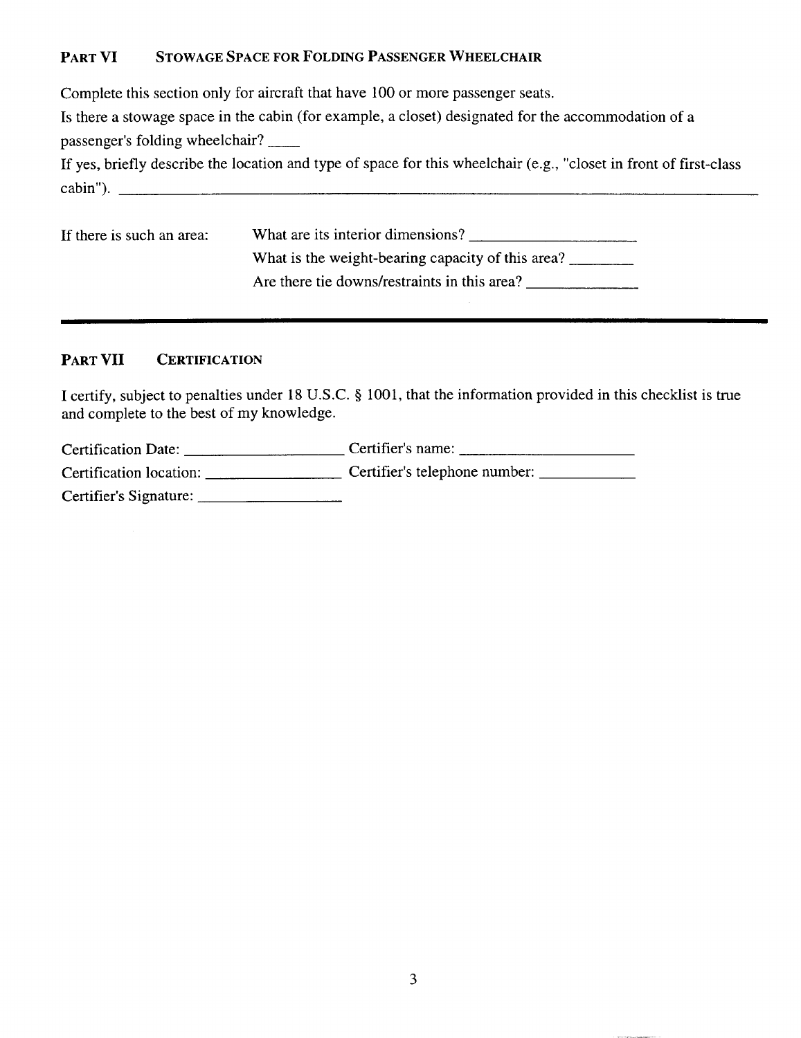## PART VI STOWAGE SPACE FOR FOLDING PASSENGER WHEELCHAIR

Complete this section only for aircraft that have 100 or more passenger seats.

Is there a stowage space in the cabin (for example, a closet) designated for the accommodation of a passenger's folding wheelchair? ____

If yes, briefly describe the location and type of space for this wheelchair (e.g., "closet in front of first-class cabin"). ____________________________________________

If there is such an area:

- What are its interior dimensions? ____________________
- What is the weight-bearing capacity of this area? ________
- Are there tie downs/restraints in this area? ______________

---

## PART VII CERTIFICATION

I certify, subject to penalties under 18 U.S.C. § 1001, that the information provided in this checklist is true and complete to the best of my knowledge.

Certification Date: ____________________ Certifier's name: ______________________

Certification location: _________________ Certifier's telephone number: ____________

Certifier's Signature: __________________